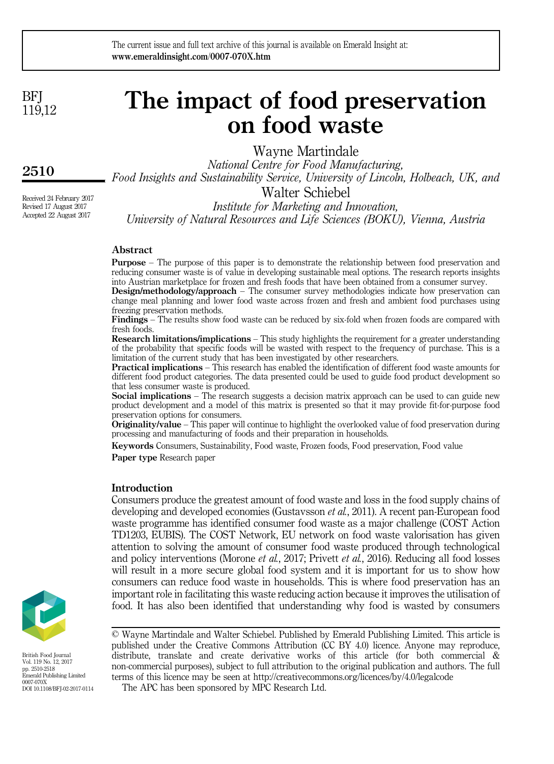The current issue and full text archive of this journal is available on Emerald Insight at: **www.emeraldinsight.com/0007-070X.htm**

# The impact of food preservation on food waste

Wayne Martindale

*National Centre for Food Manufacturing, Food Insights and Sustainability Service, University of Lincoln, Holbeach, UK, and*

Walter Schiebel

*Institute for Marketing and Innovation, University of Natural Resources and Life Sciences (BOKU), Vienna, Austria*

Received 24 February 2017
Revised 17 August 2017
Accepted 22 August 2017

## Abstract

**Purpose** – The purpose of this paper is to demonstrate the relationship between food preservation and reducing consumer waste is of value in developing sustainable meal options. The research reports insights into Austrian marketplace for frozen and fresh foods that have been obtained from a consumer survey.

**Design/methodology/approach** – The consumer survey methodologies indicate how preservation can change meal planning and lower food waste across frozen and fresh and ambient food purchases using freezing preservation methods.

**Findings** – The results show food waste can be reduced by six-fold when frozen foods are compared with fresh foods.

**Research limitations/implications** – This study highlights the requirement for a greater understanding of the probability that specific foods will be wasted with respect to the frequency of purchase. This is a limitation of the current study that has been investigated by other researchers.

**Practical implications** – This research has enabled the identification of different food waste amounts for different food product categories. The data presented could be used to guide food product development so that less consumer waste is produced.

**Social implications** – The research suggests a decision matrix approach can be used to can guide new product development and a model of this matrix is presented so that it may provide fit-for-purpose food preservation options for consumers.

**Originality/value** – This paper will continue to highlight the overlooked value of food preservation during processing and manufacturing of foods and their preparation in households.

**Keywords** Consumers, Sustainability, Food waste, Frozen foods, Food preservation, Food value

**Paper type** Research paper

## Introduction

Consumers produce the greatest amount of food waste and loss in the food supply chains of developing and developed economies (Gustavsson *et al.*, 2011). A recent pan-European food waste programme has identified consumer food waste as a major challenge (COST Action TD1203, EUBIS). The COST Network, EU network on food waste valorisation has given attention to solving the amount of consumer food waste produced through technological and policy interventions (Morone *et al.*, 2017; Privett *et al.*, 2016). Reducing all food losses will result in a more secure global food system and it is important for us to show how consumers can reduce food waste in households. This is where food preservation has an important role in facilitating this waste reducing action because it improves the utilisation of food. It has also been identified that understanding why food is wasted by consumers

© Wayne Martindale and Walter Schiebel. Published by Emerald Publishing Limited. This article is published under the Creative Commons Attribution (CC BY 4.0) licence. Anyone may reproduce, distribute, translate and create derivative works of this article (for both commercial & non-commercial purposes), subject to full attribution to the original publication and authors. The full terms of this licence may be seen at http://creativecommons.org/licences/by/4.0/legalcode

The APC has been sponsored by MPC Research Ltd.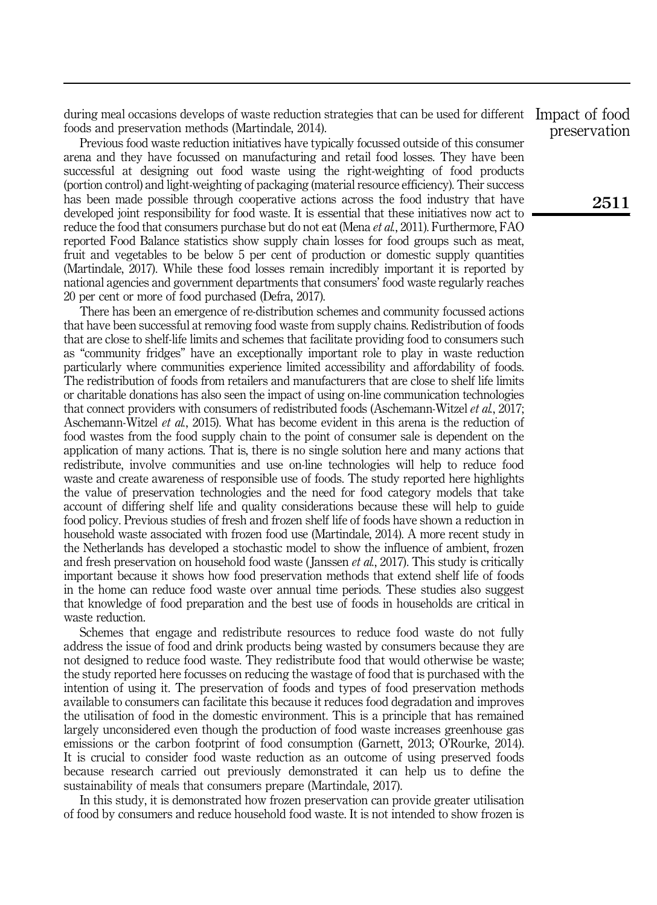during meal occasions develops of waste reduction strategies that can be used for different foods and preservation methods (Martindale, 2014).

Previous food waste reduction initiatives have typically focussed outside of this consumer arena and they have focussed on manufacturing and retail food losses. They have been successful at designing out food waste using the right-weighting of food products (portion control) and light-weighting of packaging (material resource efficiency). Their success has been made possible through cooperative actions across the food industry that have developed joint responsibility for food waste. It is essential that these initiatives now act to reduce the food that consumers purchase but do not eat (Mena *et al.*, 2011). Furthermore, FAO reported Food Balance statistics show supply chain losses for food groups such as meat, fruit and vegetables to be below 5 per cent of production or domestic supply quantities (Martindale, 2017). While these food losses remain incredibly important it is reported by national agencies and government departments that consumers' food waste regularly reaches 20 per cent or more of food purchased (Defra, 2017).

There has been an emergence of re-distribution schemes and community focussed actions that have been successful at removing food waste from supply chains. Redistribution of foods that are close to shelf-life limits and schemes that facilitate providing food to consumers such as "community fridges" have an exceptionally important role to play in waste reduction particularly where communities experience limited accessibility and affordability of foods. The redistribution of foods from retailers and manufacturers that are close to shelf life limits or charitable donations has also seen the impact of using on-line communication technologies that connect providers with consumers of redistributed foods (Aschemann-Witzel *et al.*, 2017; Aschemann-Witzel *et al.*, 2015). What has become evident in this arena is the reduction of food wastes from the food supply chain to the point of consumer sale is dependent on the application of many actions. That is, there is no single solution here and many actions that redistribute, involve communities and use on-line technologies will help to reduce food waste and create awareness of responsible use of foods. The study reported here highlights the value of preservation technologies and the need for food category models that take account of differing shelf life and quality considerations because these will help to guide food policy. Previous studies of fresh and frozen shelf life of foods have shown a reduction in household waste associated with frozen food use (Martindale, 2014). A more recent study in the Netherlands has developed a stochastic model to show the influence of ambient, frozen and fresh preservation on household food waste (Janssen *et al.*, 2017). This study is critically important because it shows how food preservation methods that extend shelf life of foods in the home can reduce food waste over annual time periods. These studies also suggest that knowledge of food preparation and the best use of foods in households are critical in waste reduction.

Schemes that engage and redistribute resources to reduce food waste do not fully address the issue of food and drink products being wasted by consumers because they are not designed to reduce food waste. They redistribute food that would otherwise be waste; the study reported here focusses on reducing the wastage of food that is purchased with the intention of using it. The preservation of foods and types of food preservation methods available to consumers can facilitate this because it reduces food degradation and improves the utilisation of food in the domestic environment. This is a principle that has remained largely unconsidered even though the production of food waste increases greenhouse gas emissions or the carbon footprint of food consumption (Garnett, 2013; O'Rourke, 2014). It is crucial to consider food waste reduction as an outcome of using preserved foods because research carried out previously demonstrated it can help us to define the sustainability of meals that consumers prepare (Martindale, 2017).

In this study, it is demonstrated how frozen preservation can provide greater utilisation of food by consumers and reduce household food waste. It is not intended to show frozen is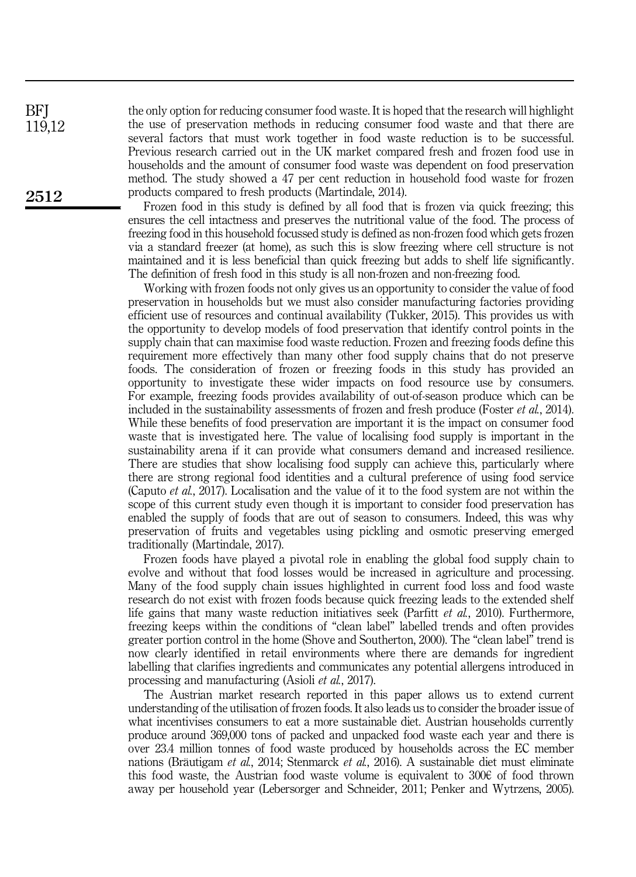the only option for reducing consumer food waste. It is hoped that the research will highlight the use of preservation methods in reducing consumer food waste and that there are several factors that must work together in food waste reduction is to be successful. Previous research carried out in the UK market compared fresh and frozen food use in households and the amount of consumer food waste was dependent on food preservation method. The study showed a 47 per cent reduction in household food waste for frozen products compared to fresh products (Martindale, 2014).

Frozen food in this study is defined by all food that is frozen via quick freezing; this ensures the cell intactness and preserves the nutritional value of the food. The process of freezing food in this household focussed study is defined as non-frozen food which gets frozen via a standard freezer (at home), as such this is slow freezing where cell structure is not maintained and it is less beneficial than quick freezing but adds to shelf life significantly. The definition of fresh food in this study is all non-frozen and non-freezing food.

Working with frozen foods not only gives us an opportunity to consider the value of food preservation in households but we must also consider manufacturing factories providing efficient use of resources and continual availability (Tukker, 2015). This provides us with the opportunity to develop models of food preservation that identify control points in the supply chain that can maximise food waste reduction. Frozen and freezing foods define this requirement more effectively than many other food supply chains that do not preserve foods. The consideration of frozen or freezing foods in this study has provided an opportunity to investigate these wider impacts on food resource use by consumers. For example, freezing foods provides availability of out-of-season produce which can be included in the sustainability assessments of frozen and fresh produce (Foster *et al.*, 2014). While these benefits of food preservation are important it is the impact on consumer food waste that is investigated here. The value of localising food supply is important in the sustainability arena if it can provide what consumers demand and increased resilience. There are studies that show localising food supply can achieve this, particularly where there are strong regional food identities and a cultural preference of using food service (Caputo *et al.*, 2017). Localisation and the value of it to the food system are not within the scope of this current study even though it is important to consider food preservation has enabled the supply of foods that are out of season to consumers. Indeed, this was why preservation of fruits and vegetables using pickling and osmotic preserving emerged traditionally (Martindale, 2017).

Frozen foods have played a pivotal role in enabling the global food supply chain to evolve and without that food losses would be increased in agriculture and processing. Many of the food supply chain issues highlighted in current food loss and food waste research do not exist with frozen foods because quick freezing leads to the extended shelf life gains that many waste reduction initiatives seek (Parfitt *et al.*, 2010). Furthermore, freezing keeps within the conditions of "clean label" labelled trends and often provides greater portion control in the home (Shove and Southerton, 2000). The "clean label" trend is now clearly identified in retail environments where there are demands for ingredient labelling that clarifies ingredients and communicates any potential allergens introduced in processing and manufacturing (Asioli *et al.*, 2017).

The Austrian market research reported in this paper allows us to extend current understanding of the utilisation of frozen foods. It also leads us to consider the broader issue of what incentivises consumers to eat a more sustainable diet. Austrian households currently produce around 369,000 tons of packed and unpacked food waste each year and there is over 23.4 million tonnes of food waste produced by households across the EC member nations (Bräutigam *et al.*, 2014; Stenmarck *et al.*, 2016). A sustainable diet must eliminate this food waste, the Austrian food waste volume is equivalent to 300€ of food thrown away per household year (Lebersorger and Schneider, 2011; Penker and Wytrzens, 2005).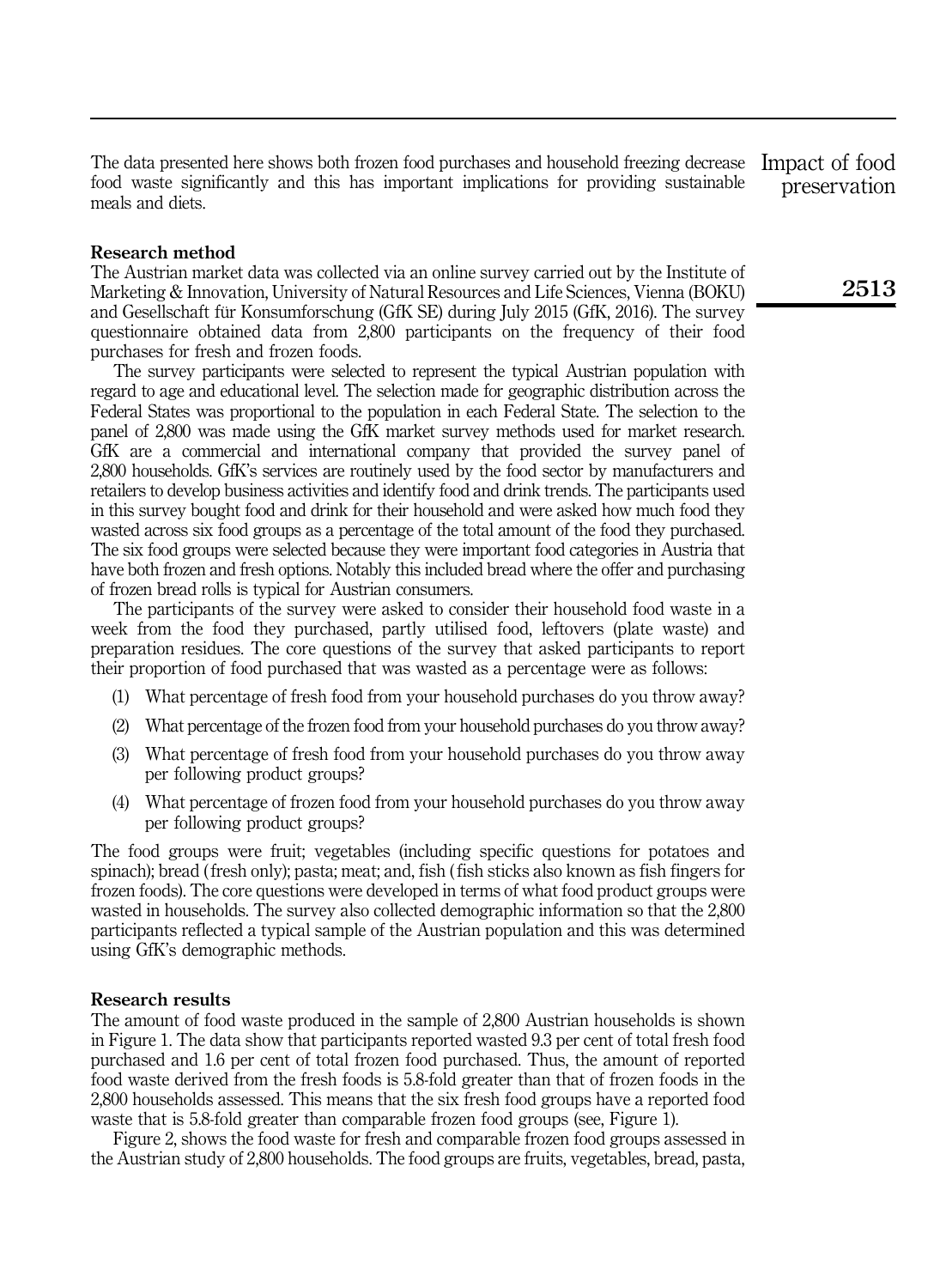The data presented here shows both frozen food purchases and household freezing decrease food waste significantly and this has important implications for providing sustainable meals and diets.

## Research method

The Austrian market data was collected via an online survey carried out by the Institute of Marketing & Innovation, University of Natural Resources and Life Sciences, Vienna (BOKU) and Gesellschaft für Konsumforschung (GfK SE) during July 2015 (GfK, 2016). The survey questionnaire obtained data from 2,800 participants on the frequency of their food purchases for fresh and frozen foods.

The survey participants were selected to represent the typical Austrian population with regard to age and educational level. The selection made for geographic distribution across the Federal States was proportional to the population in each Federal State. The selection to the panel of 2,800 was made using the GfK market survey methods used for market research. GfK are a commercial and international company that provided the survey panel of 2,800 households. GfK's services are routinely used by the food sector by manufacturers and retailers to develop business activities and identify food and drink trends. The participants used in this survey bought food and drink for their household and were asked how much food they wasted across six food groups as a percentage of the total amount of the food they purchased. The six food groups were selected because they were important food categories in Austria that have both frozen and fresh options. Notably this included bread where the offer and purchasing of frozen bread rolls is typical for Austrian consumers.

The participants of the survey were asked to consider their household food waste in a week from the food they purchased, partly utilised food, leftovers (plate waste) and preparation residues. The core questions of the survey that asked participants to report their proportion of food purchased that was wasted as a percentage were as follows:

1. What percentage of fresh food from your household purchases do you throw away?
2. What percentage of the frozen food from your household purchases do you throw away?
3. What percentage of fresh food from your household purchases do you throw away per following product groups?
4. What percentage of frozen food from your household purchases do you throw away per following product groups?

The food groups were fruit; vegetables (including specific questions for potatoes and spinach); bread (fresh only); pasta; meat; and, fish (fish sticks also known as fish fingers for frozen foods). The core questions were developed in terms of what food product groups were wasted in households. The survey also collected demographic information so that the 2,800 participants reflected a typical sample of the Austrian population and this was determined using GfK's demographic methods.

## Research results

The amount of food waste produced in the sample of 2,800 Austrian households is shown in Figure 1. The data show that participants reported wasted 9.3 per cent of total fresh food purchased and 1.6 per cent of total frozen food purchased. Thus, the amount of reported food waste derived from the fresh foods is 5.8-fold greater than that of frozen foods in the 2,800 households assessed. This means that the six fresh food groups have a reported food waste that is 5.8-fold greater than comparable frozen food groups (see, Figure 1).

Figure 2, shows the food waste for fresh and comparable frozen food groups assessed in the Austrian study of 2,800 households. The food groups are fruits, vegetables, bread, pasta,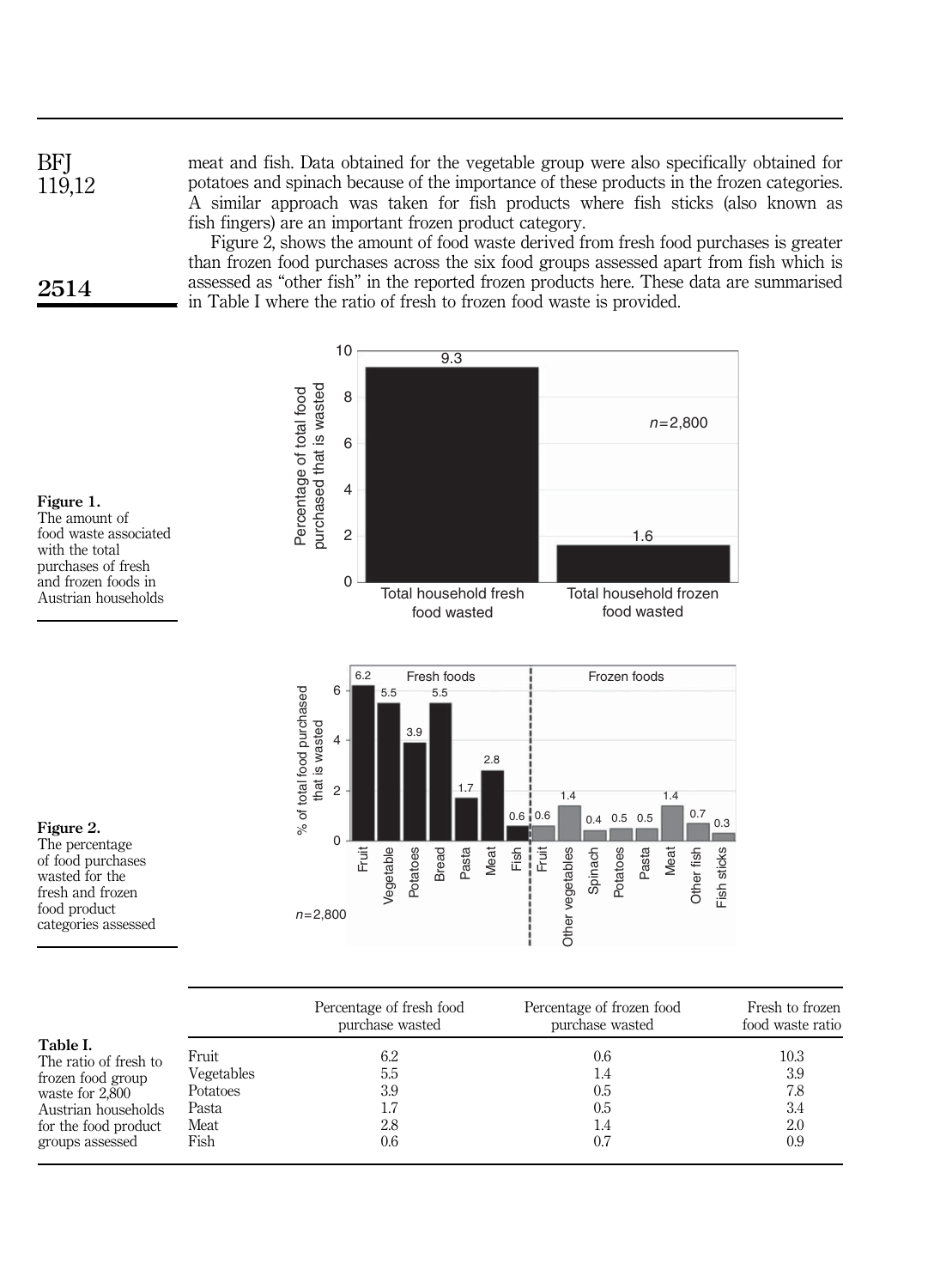meat and fish. Data obtained for the vegetable group were also specifically obtained for potatoes and spinach because of the importance of these products in the frozen categories. A similar approach was taken for fish products where fish sticks (also known as fish fingers) are an important frozen product category.

Figure 2, shows the amount of food waste derived from fresh food purchases is greater than frozen food purchases across the six food groups assessed apart from fish which is assessed as "other fish" in the reported frozen products here. These data are summarised in Table I where the ratio of fresh to frozen food waste is provided.

**Figure 1.** The amount of food waste associated with the total purchases of fresh and frozen foods in Austrian households

**Figure 2.** The percentage of food purchases wasted for the fresh and frozen food product categories assessed

**Table I.** The ratio of fresh to frozen food group waste for 2,800 Austrian households for the food product groups assessed

| | Percentage of fresh food purchase wasted | Percentage of frozen food purchase wasted | Fresh to frozen food waste ratio |
|---|---|---|---|
| Fruit | 6.2 | 0.6 | 10.3 |
| Vegetables | 5.5 | 1.4 | 3.9 |
| Potatoes | 3.9 | 0.5 | 7.8 |
| Pasta | 1.7 | 0.5 | 3.4 |
| Meat | 2.8 | 1.4 | 2.0 |
| Fish | 0.6 | 0.7 | 0.9 |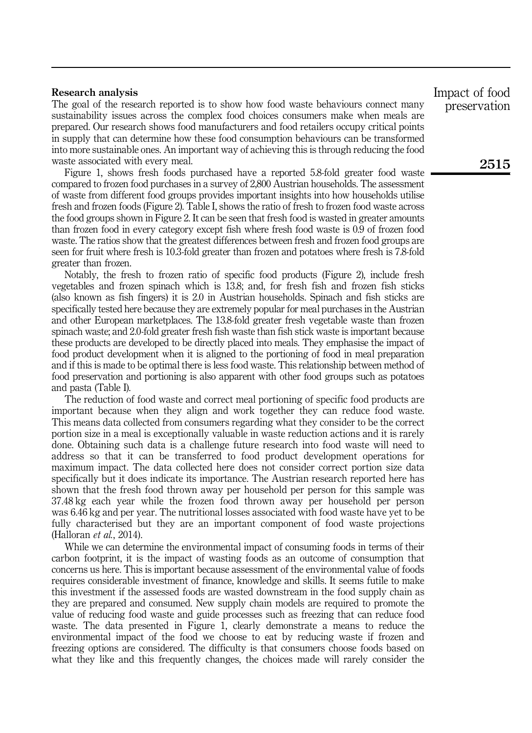## Research analysis

The goal of the research reported is to show how food waste behaviours connect many sustainability issues across the complex food choices consumers make when meals are prepared. Our research shows food manufacturers and food retailers occupy critical points in supply that can determine how these food consumption behaviours can be transformed into more sustainable ones. An important way of achieving this is through reducing the food waste associated with every meal.

Figure 1, shows fresh foods purchased have a reported 5.8-fold greater food waste compared to frozen food purchases in a survey of 2,800 Austrian households. The assessment of waste from different food groups provides important insights into how households utilise fresh and frozen foods (Figure 2). Table I, shows the ratio of fresh to frozen food waste across the food groups shown in Figure 2. It can be seen that fresh food is wasted in greater amounts than frozen food in every category except fish where fresh food waste is 0.9 of frozen food waste. The ratios show that the greatest differences between fresh and frozen food groups are seen for fruit where fresh is 10.3-fold greater than frozen and potatoes where fresh is 7.8-fold greater than frozen.

Notably, the fresh to frozen ratio of specific food products (Figure 2), include fresh vegetables and frozen spinach which is 13.8; and, for fresh fish and frozen fish sticks (also known as fish fingers) it is 2.0 in Austrian households. Spinach and fish sticks are specifically tested here because they are extremely popular for meal purchases in the Austrian and other European marketplaces. The 13.8-fold greater fresh vegetable waste than frozen spinach waste; and 2.0-fold greater fresh fish waste than fish stick waste is important because these products are developed to be directly placed into meals. They emphasise the impact of food product development when it is aligned to the portioning of food in meal preparation and if this is made to be optimal there is less food waste. This relationship between method of food preservation and portioning is also apparent with other food groups such as potatoes and pasta (Table I).

The reduction of food waste and correct meal portioning of specific food products are important because when they align and work together they can reduce food waste. This means data collected from consumers regarding what they consider to be the correct portion size in a meal is exceptionally valuable in waste reduction actions and it is rarely done. Obtaining such data is a challenge future research into food waste will need to address so that it can be transferred to food product development operations for maximum impact. The data collected here does not consider correct portion size data specifically but it does indicate its importance. The Austrian research reported here has shown that the fresh food thrown away per household per person for this sample was 37.48 kg each year while the frozen food thrown away per household per person was 6.46 kg and per year. The nutritional losses associated with food waste have yet to be fully characterised but they are an important component of food waste projections (Halloran *et al.*, 2014).

While we can determine the environmental impact of consuming foods in terms of their carbon footprint, it is the impact of wasting foods as an outcome of consumption that concerns us here. This is important because assessment of the environmental value of foods requires considerable investment of finance, knowledge and skills. It seems futile to make this investment if the assessed foods are wasted downstream in the food supply chain as they are prepared and consumed. New supply chain models are required to promote the value of reducing food waste and guide processes such as freezing that can reduce food waste. The data presented in Figure 1, clearly demonstrate a means to reduce the environmental impact of the food we choose to eat by reducing waste if frozen and freezing options are considered. The difficulty is that consumers choose foods based on what they like and this frequently changes, the choices made will rarely consider the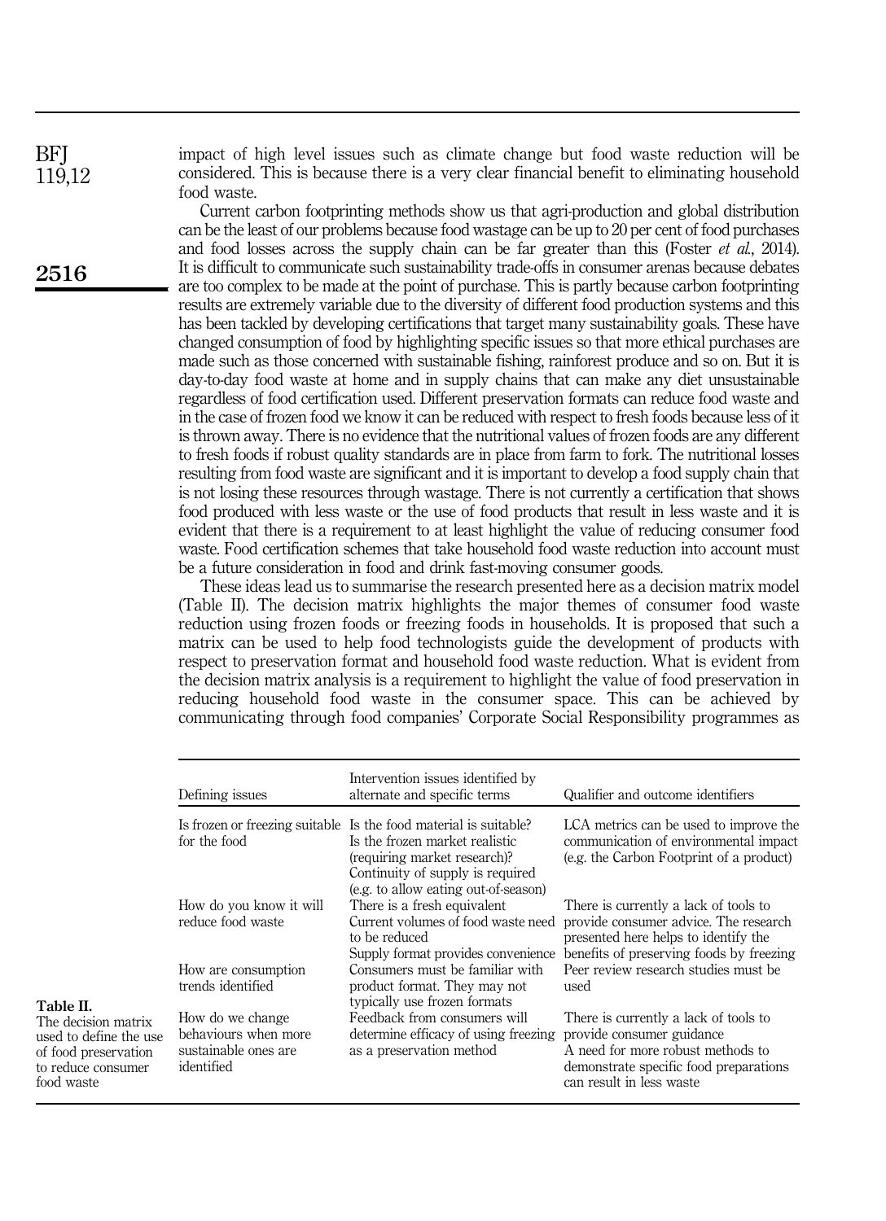impact of high level issues such as climate change but food waste reduction will be considered. This is because there is a very clear financial benefit to eliminating household food waste.

Current carbon footprinting methods show us that agri-production and global distribution can be the least of our problems because food wastage can be up to 20 per cent of food purchases and food losses across the supply chain can be far greater than this (Foster *et al.*, 2014). It is difficult to communicate such sustainability trade-offs in consumer arenas because debates are too complex to be made at the point of purchase. This is partly because carbon footprinting results are extremely variable due to the diversity of different food production systems and this has been tackled by developing certifications that target many sustainability goals. These have changed consumption of food by highlighting specific issues so that more ethical purchases are made such as those concerned with sustainable fishing, rainforest produce and so on. But it is day-to-day food waste at home and in supply chains that can make any diet unsustainable regardless of food certification used. Different preservation formats can reduce food waste and in the case of frozen food we know it can be reduced with respect to fresh foods because less of it is thrown away. There is no evidence that the nutritional values of frozen foods are any different to fresh foods if robust quality standards are in place from farm to fork. The nutritional losses resulting from food waste are significant and it is important to develop a food supply chain that is not losing these resources through wastage. There is not currently a certification that shows food produced with less waste or the use of food products that result in less waste and it is evident that there is a requirement to at least highlight the value of reducing consumer food waste. Food certification schemes that take household food waste reduction into account must be a future consideration in food and drink fast-moving consumer goods.

These ideas lead us to summarise the research presented here as a decision matrix model (Table II). The decision matrix highlights the major themes of consumer food waste reduction using frozen foods or freezing foods in households. It is proposed that such a matrix can be used to help food technologists guide the development of products with respect to preservation format and household food waste reduction. What is evident from the decision matrix analysis is a requirement to highlight the value of food preservation in reducing household food waste in the consumer space. This can be achieved by communicating through food companies' Corporate Social Responsibility programmes as

| Defining issues | Intervention issues identified by alternate and specific terms | Qualifier and outcome identifiers |
|---|---|---|
| Is frozen or freezing suitable for the food | Is the food material is suitable? Is the frozen market realistic (requiring market research)? Continuity of supply is required (e.g. to allow eating out-of-season) | LCA metrics can be used to improve the communication of environmental impact (e.g. the Carbon Footprint of a product) |
| How do you know it will reduce food waste | There is a fresh equivalent Current volumes of food waste need to be reduced Supply format provides convenience | There is currently a lack of tools to provide consumer advice. The research presented here helps to identify the benefits of preserving foods by freezing |
| How are consumption trends identified | Consumers must be familiar with product format. They may not typically use frozen formats | Peer review research studies must be used |
| How do we change behaviours when more sustainable ones are identified | Feedback from consumers will determine efficacy of using freezing as a preservation method | There is currently a lack of tools to provide consumer guidance A need for more robust methods to demonstrate specific food preparations can result in less waste |

**Table II.** The decision matrix used to define the use of food preservation to reduce consumer food waste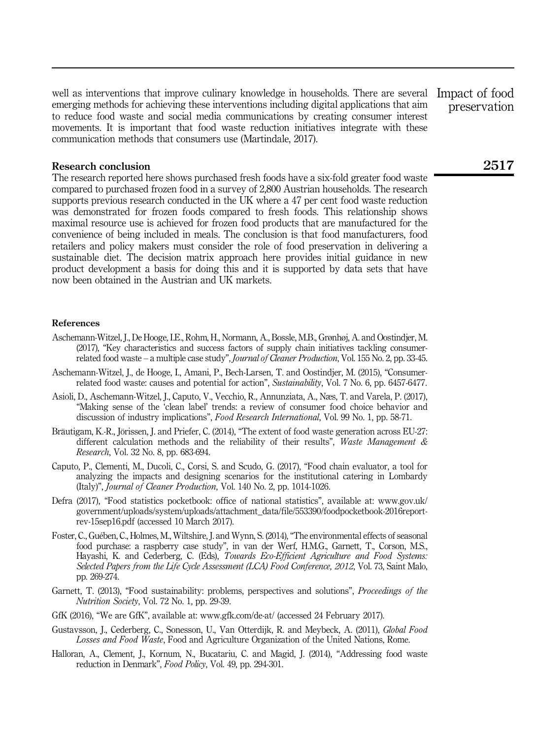well as interventions that improve culinary knowledge in households. There are several emerging methods for achieving these interventions including digital applications that aim to reduce food waste and social media communications by creating consumer interest movements. It is important that food waste reduction initiatives integrate with these communication methods that consumers use (Martindale, 2017).

## Research conclusion

The research reported here shows purchased fresh foods have a six-fold greater food waste compared to purchased frozen food in a survey of 2,800 Austrian households. The research supports previous research conducted in the UK where a 47 per cent food waste reduction was demonstrated for frozen foods compared to fresh foods. This relationship shows maximal resource use is achieved for frozen food products that are manufactured for the convenience of being included in meals. The conclusion is that food manufacturers, food retailers and policy makers must consider the role of food preservation in delivering a sustainable diet. The decision matrix approach here provides initial guidance in new product development a basis for doing this and it is supported by data sets that have now been obtained in the Austrian and UK markets.

## References

Aschemann-Witzel, J., De Hooge, I.E., Rohm, H., Normann, A., Bossle, M.B., Grønhøj, A. and Oostindjer, M. (2017), "Key characteristics and success factors of supply chain initiatives tackling consumer-related food waste – a multiple case study", *Journal of Cleaner Production*, Vol. 155 No. 2, pp. 33-45.

Aschemann-Witzel, J., de Hooge, I., Amani, P., Bech-Larsen, T. and Oostindjer, M. (2015), "Consumer-related food waste: causes and potential for action", *Sustainability*, Vol. 7 No. 6, pp. 6457-6477.

Asioli, D., Aschemann-Witzel, J., Caputo, V., Vecchio, R., Annunziata, A., Næs, T. and Varela, P. (2017), "Making sense of the 'clean label' trends: a review of consumer food choice behavior and discussion of industry implications", *Food Research International*, Vol. 99 No. 1, pp. 58-71.

Bräutigam, K.-R., Jörissen, J. and Priefer, C. (2014), "The extent of food waste generation across EU-27: different calculation methods and the reliability of their results", *Waste Management & Research*, Vol. 32 No. 8, pp. 683-694.

Caputo, P., Clementi, M., Ducoli, C., Corsi, S. and Scudo, G. (2017), "Food chain evaluator, a tool for analyzing the impacts and designing scenarios for the institutional catering in Lombardy (Italy)", *Journal of Cleaner Production*, Vol. 140 No. 2, pp. 1014-1026.

Defra (2017), "Food statistics pocketbook: office of national statistics", available at: www.gov.uk/government/uploads/system/uploads/attachment_data/file/553390/foodpocketbook-2016report-rev-15sep16.pdf (accessed 10 March 2017).

Foster, C., Guében, C., Holmes, M., Wiltshire, J. and Wynn, S. (2014), "The environmental effects of seasonal food purchase: a raspberry case study", in van der Werf, H.M.G., Garnett, T., Corson, M.S., Hayashi, K. and Cederberg, C. (Eds), *Towards Eco-Efficient Agriculture and Food Systems: Selected Papers from the Life Cycle Assessment (LCA) Food Conference, 2012*, Vol. 73, Saint Malo, pp. 269-274.

Garnett, T. (2013), "Food sustainability: problems, perspectives and solutions", *Proceedings of the Nutrition Society*, Vol. 72 No. 1, pp. 29-39.

GfK (2016), "We are GfK", available at: www.gfk.com/de-at/ (accessed 24 February 2017).

Gustavsson, J., Cederberg, C., Sonesson, U., Van Otterdijk, R. and Meybeck, A. (2011), *Global Food Losses and Food Waste*, Food and Agriculture Organization of the United Nations, Rome.

Halloran, A., Clement, J., Kornum, N., Bucatariu, C. and Magid, J. (2014), "Addressing food waste reduction in Denmark", *Food Policy*, Vol. 49, pp. 294-301.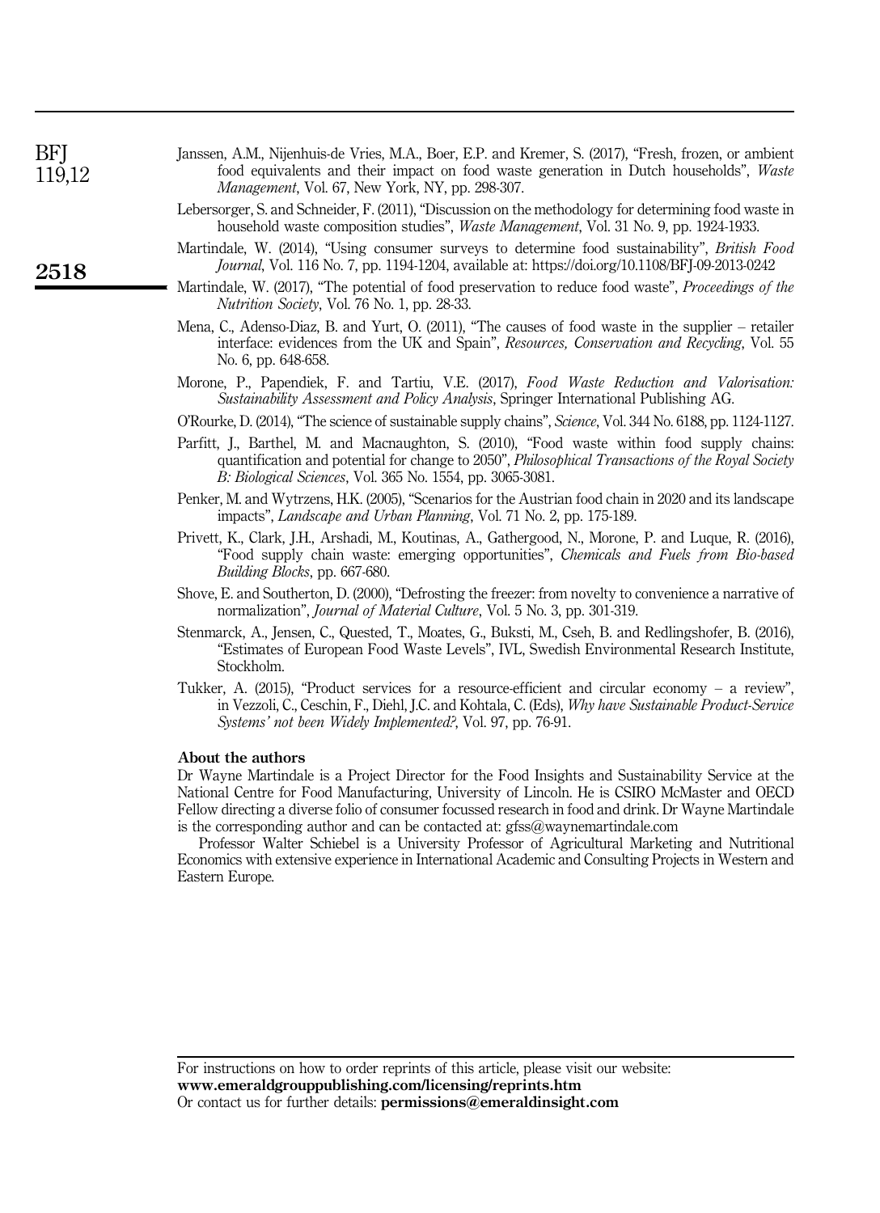Janssen, A.M., Nijenhuis-de Vries, M.A., Boer, E.P. and Kremer, S. (2017), "Fresh, frozen, or ambient food equivalents and their impact on food waste generation in Dutch households", *Waste Management*, Vol. 67, New York, NY, pp. 298-307.

Lebersorger, S. and Schneider, F. (2011), "Discussion on the methodology for determining food waste in household waste composition studies", *Waste Management*, Vol. 31 No. 9, pp. 1924-1933.

Martindale, W. (2014), "Using consumer surveys to determine food sustainability", *British Food Journal*, Vol. 116 No. 7, pp. 1194-1204, available at: https://doi.org/10.1108/BFJ-09-2013-0242

Martindale, W. (2017), "The potential of food preservation to reduce food waste", *Proceedings of the Nutrition Society*, Vol. 76 No. 1, pp. 28-33.

Mena, C., Adenso-Diaz, B. and Yurt, O. (2011), "The causes of food waste in the supplier – retailer interface: evidences from the UK and Spain", *Resources, Conservation and Recycling*, Vol. 55 No. 6, pp. 648-658.

Morone, P., Papendiek, F. and Tartiu, V.E. (2017), *Food Waste Reduction and Valorisation: Sustainability Assessment and Policy Analysis*, Springer International Publishing AG.

O'Rourke, D. (2014), "The science of sustainable supply chains", *Science*, Vol. 344 No. 6188, pp. 1124-1127.

Parfitt, J., Barthel, M. and Macnaughton, S. (2010), "Food waste within food supply chains: quantification and potential for change to 2050", *Philosophical Transactions of the Royal Society B: Biological Sciences*, Vol. 365 No. 1554, pp. 3065-3081.

Penker, M. and Wytrzens, H.K. (2005), "Scenarios for the Austrian food chain in 2020 and its landscape impacts", *Landscape and Urban Planning*, Vol. 71 No. 2, pp. 175-189.

Privett, K., Clark, J.H., Arshadi, M., Koutinas, A., Gathergood, N., Morone, P. and Luque, R. (2016), "Food supply chain waste: emerging opportunities", *Chemicals and Fuels from Bio-based Building Blocks*, pp. 667-680.

Shove, E. and Southerton, D. (2000), "Defrosting the freezer: from novelty to convenience a narrative of normalization", *Journal of Material Culture*, Vol. 5 No. 3, pp. 301-319.

Stenmarck, A., Jensen, C., Quested, T., Moates, G., Buksti, M., Cseh, B. and Redlingshofer, B. (2016), "Estimates of European Food Waste Levels", IVL, Swedish Environmental Research Institute, Stockholm.

Tukker, A. (2015), "Product services for a resource-efficient and circular economy – a review", in Vezzoli, C., Ceschin, F., Diehl, J.C. and Kohtala, C. (Eds), *Why have Sustainable Product-Service Systems' not been Widely Implemented?*, Vol. 97, pp. 76-91.

## About the authors

Dr Wayne Martindale is a Project Director for the Food Insights and Sustainability Service at the National Centre for Food Manufacturing, University of Lincoln. He is CSIRO McMaster and OECD Fellow directing a diverse folio of consumer focussed research in food and drink. Dr Wayne Martindale is the corresponding author and can be contacted at: gfss@waynemartindale.com

Professor Walter Schiebel is a University Professor of Agricultural Marketing and Nutritional Economics with extensive experience in International Academic and Consulting Projects in Western and Eastern Europe.

For instructions on how to order reprints of this article, please visit our website:
**www.emeraldgrouppublishing.com/licensing/reprints.htm**
Or contact us for further details: **permissions@emeraldinsight.com**